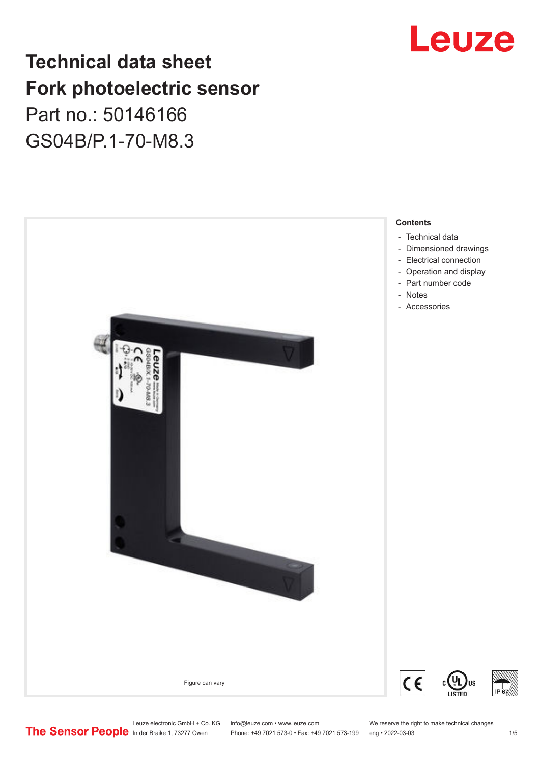# Technical data sheet
# Fork photoelectric sensor

Part no.: 50146166

GS04B/P.1-70-M8.3

Figure can vary

**Contents**

- Technical data
- Dimensioned drawings
- Electrical connection
- Operation and display
- Part number code
- Notes
- Accessories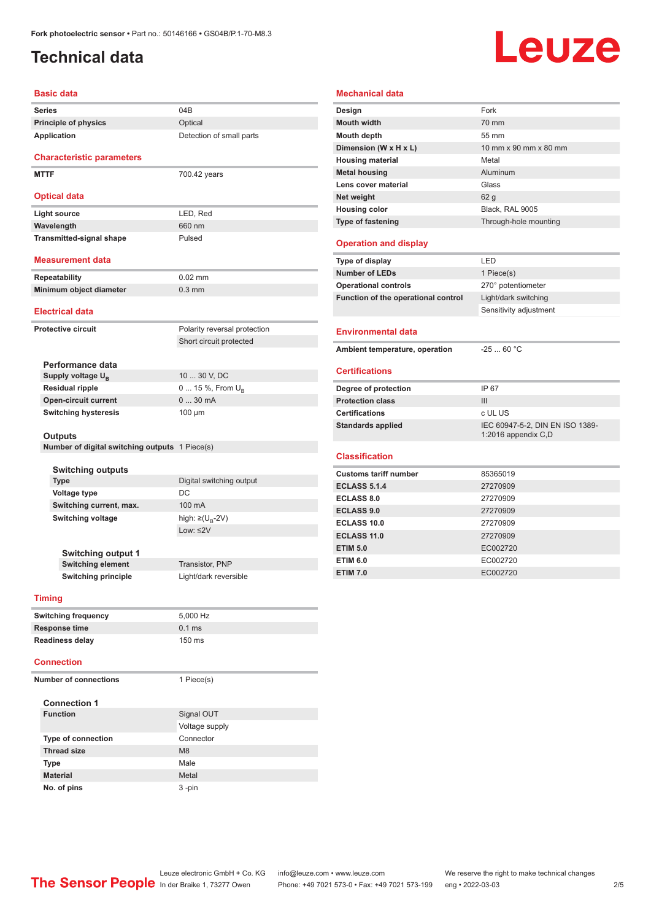Fork photoelectric sensor • Part no.: 50146166 • GS04B/P.1-70-M8.3

# Technical data

## Basic data

| | |
|---|---|
| Series | 04B |
| Principle of physics | Optical |
| Application | Detection of small parts |

## Characteristic parameters

| | |
|---|---|
| MTTF | 700.42 years |

## Optical data

| | |
|---|---|
| Light source | LED, Red |
| Wavelength | 660 nm |
| Transmitted-signal shape | Pulsed |

## Measurement data

| | |
|---|---|
| Repeatability | 0.02 mm |
| Minimum object diameter | 0.3 mm |

## Electrical data

| | |
|---|---|
| Protective circuit | Polarity reversal protection |
| | Short circuit protected |

### Performance data

| | |
|---|---|
| Supply voltage $U_B$ | 10 ... 30 V, DC |
| Residual ripple | 0 ... 15 %, From $U_B$ |
| Open-circuit current | 0 ... 30 mA |
| Switching hysteresis | 100 µm |

### Outputs

| | |
|---|---|
| Number of digital switching outputs | 1 Piece(s) |

#### Switching outputs

| | |
|---|---|
| Type | Digital switching output |
| Voltage type | DC |
| Switching current, max. | 100 mA |
| Switching voltage | high: ≥($U_B$-2V) |
| | Low: ≤2V |

##### Switching output 1

| | |
|---|---|
| Switching element | Transistor, PNP |
| Switching principle | Light/dark reversible |

## Timing

| | |
|---|---|
| Switching frequency | 5,000 Hz |
| Response time | 0.1 ms |
| Readiness delay | 150 ms |

## Connection

| | |
|---|---|
| Number of connections | 1 Piece(s) |

### Connection 1

| | |
|---|---|
| Function | Signal OUT |
| | Voltage supply |
| Type of connection | Connector |
| Thread size | M8 |
| Type | Male |
| Material | Metal |
| No. of pins | 3 -pin |

## Mechanical data

| | |
|---|---|
| Design | Fork |
| Mouth width | 70 mm |
| Mouth depth | 55 mm |
| Dimension (W x H x L) | 10 mm x 90 mm x 80 mm |
| Housing material | Metal |
| Metal housing | Aluminum |
| Lens cover material | Glass |
| Net weight | 62 g |
| Housing color | Black, RAL 9005 |
| Type of fastening | Through-hole mounting |

## Operation and display

| | |
|---|---|
| Type of display | LED |
| Number of LEDs | 1 Piece(s) |
| Operational controls | 270° potentiometer |
| Function of the operational control | Light/dark switching |
| | Sensitivity adjustment |

## Environmental data

| | |
|---|---|
| Ambient temperature, operation | -25 ... 60 °C |

## Certifications

| | |
|---|---|
| Degree of protection | IP 67 |
| Protection class | III |
| Certifications | c UL US |
| Standards applied | IEC 60947-5-2, DIN EN ISO 1389-1:2016 appendix C,D |

## Classification

| | |
|---|---|
| Customs tariff number | 85365019 |
| ECLASS 5.1.4 | 27270909 |
| ECLASS 8.0 | 27270909 |
| ECLASS 9.0 | 27270909 |
| ECLASS 10.0 | 27270909 |
| ECLASS 11.0 | 27270909 |
| ETIM 5.0 | EC002720 |
| ETIM 6.0 | EC002720 |
| ETIM 7.0 | EC002720 |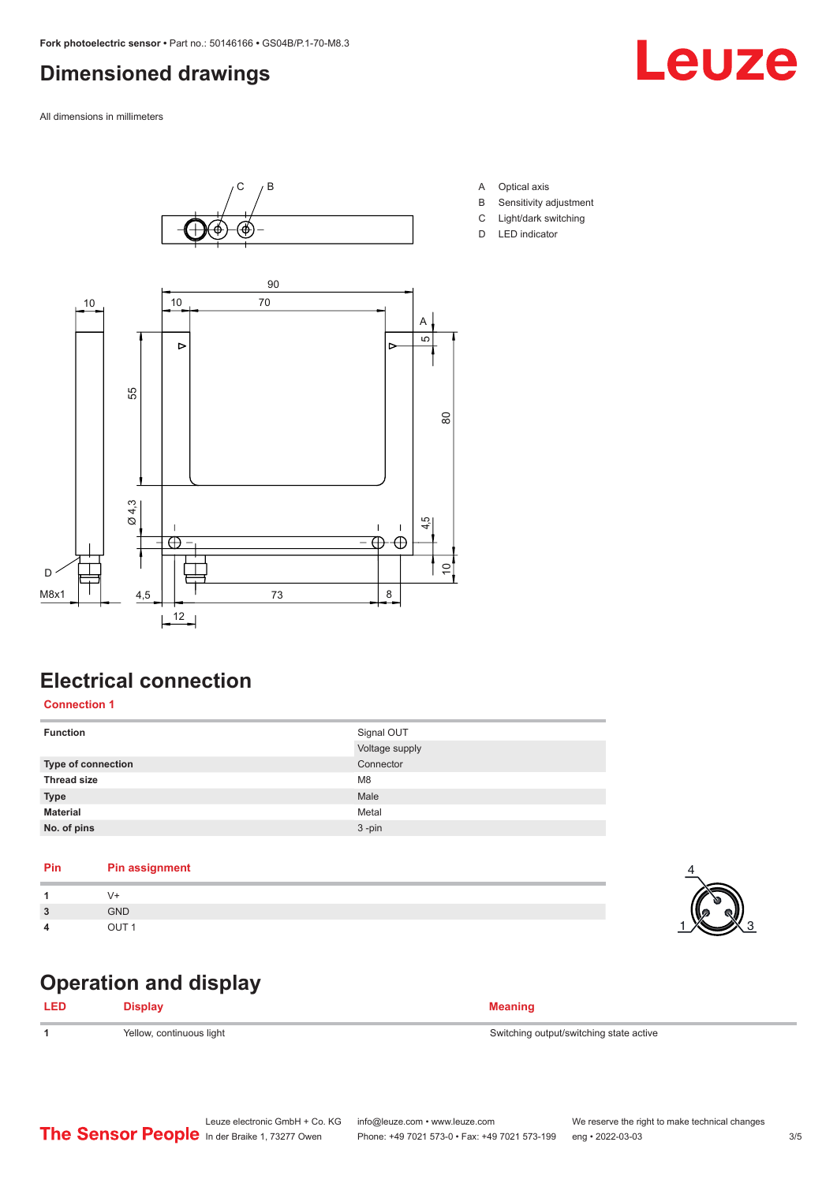# Dimensioned drawings

All dimensions in millimeters

A Optical axis
B Sensitivity adjustment
C Light/dark switching
D LED indicator

# Electrical connection

## Connection 1

| Function | Signal OUT |
|---|---|
| | Voltage supply |
| **Type of connection** | Connector |
| **Thread size** | M8 |
| **Type** | Male |
| **Material** | Metal |
| **No. of pins** | 3 -pin |

| Pin | Pin assignment |
|---|---|
| 1 | V+ |
| 3 | GND |
| 4 | OUT 1 |

# Operation and display

| LED | Display | Meaning |
|---|---|---|
| 1 | Yellow, continuous light | Switching output/switching state active |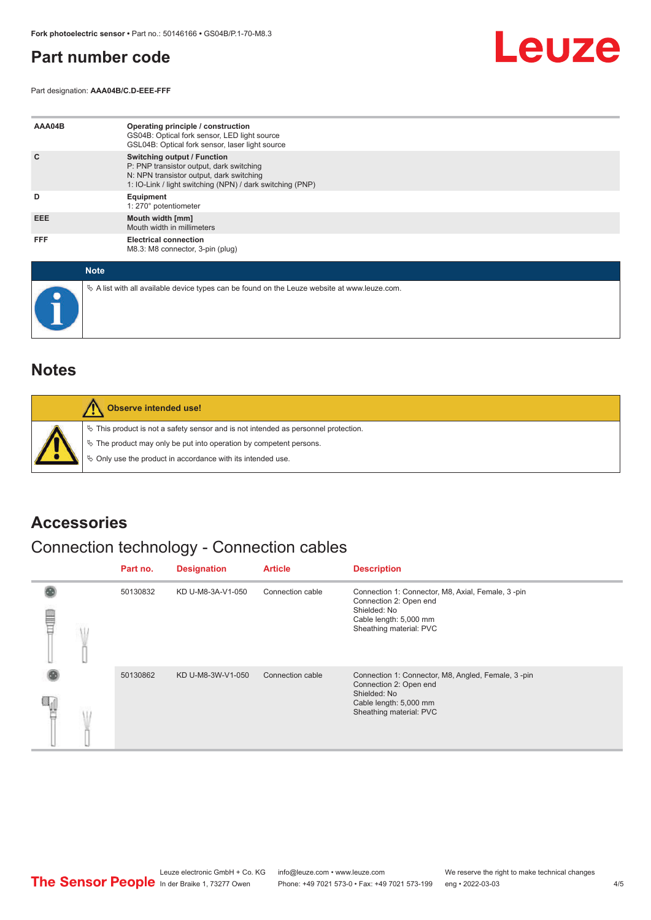# Part number code

Part designation: **AAA04B/C.D-EEE-FFF**

| | |
|---|---|
| **AAA04B** | **Operating principle / construction**<br>GS04B: Optical fork sensor, LED light source<br>GSL04B: Optical fork sensor, laser light source |
| **C** | **Switching output / Function**<br>P: PNP transistor output, dark switching<br>N: NPN transistor output, dark switching<br>1: IO-Link / light switching (NPN) / dark switching (PNP) |
| **D** | **Equipment**<br>1: 270° potentiometer |
| **EEE** | **Mouth width [mm]**<br>Mouth width in millimeters |
| **FFF** | **Electrical connection**<br>M8.3: M8 connector, 3-pin (plug) |

**Note**

- A list with all available device types can be found on the Leuze website at www.leuze.com.

# Notes

**Observe intended use!**

- This product is not a safety sensor and is not intended as personnel protection.
- The product may only be put into operation by competent persons.
- Only use the product in accordance with its intended use.

# Accessories

## Connection technology - Connection cables

| Part no. | Designation | Article | Description |
|---|---|---|---|
| 50130832 | KD U-M8-3A-V1-050 | Connection cable | Connection 1: Connector, M8, Axial, Female, 3 -pin<br>Connection 2: Open end<br>Shielded: No<br>Cable length: 5,000 mm<br>Sheathing material: PVC |
| 50130862 | KD U-M8-3W-V1-050 | Connection cable | Connection 1: Connector, M8, Angled, Female, 3 -pin<br>Connection 2: Open end<br>Shielded: No<br>Cable length: 5,000 mm<br>Sheathing material: PVC |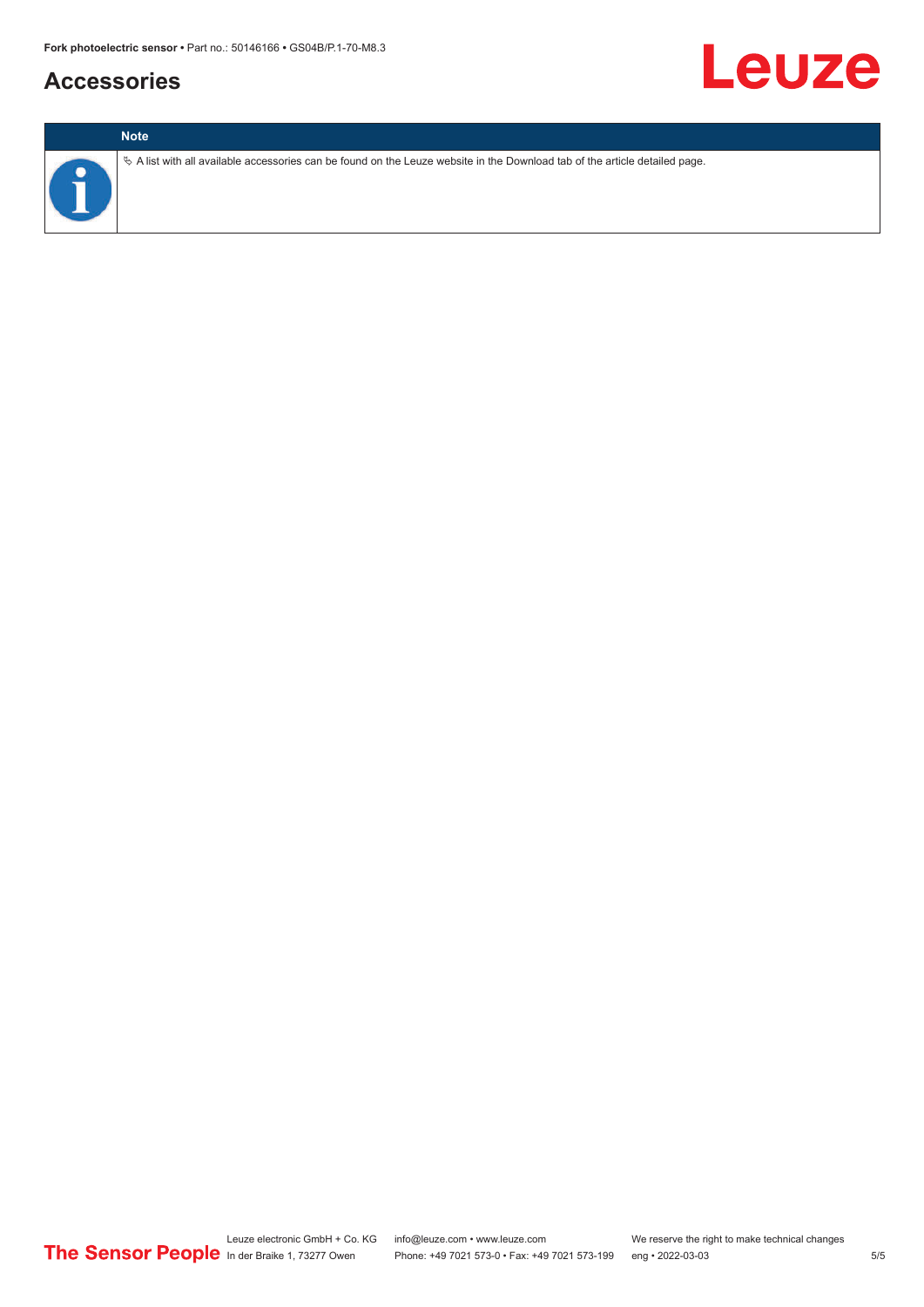## Accessories

| | Note |
|---|---|
| | ✎ A list with all available accessories can be found on the Leuze website in the Download tab of the article detailed page. |